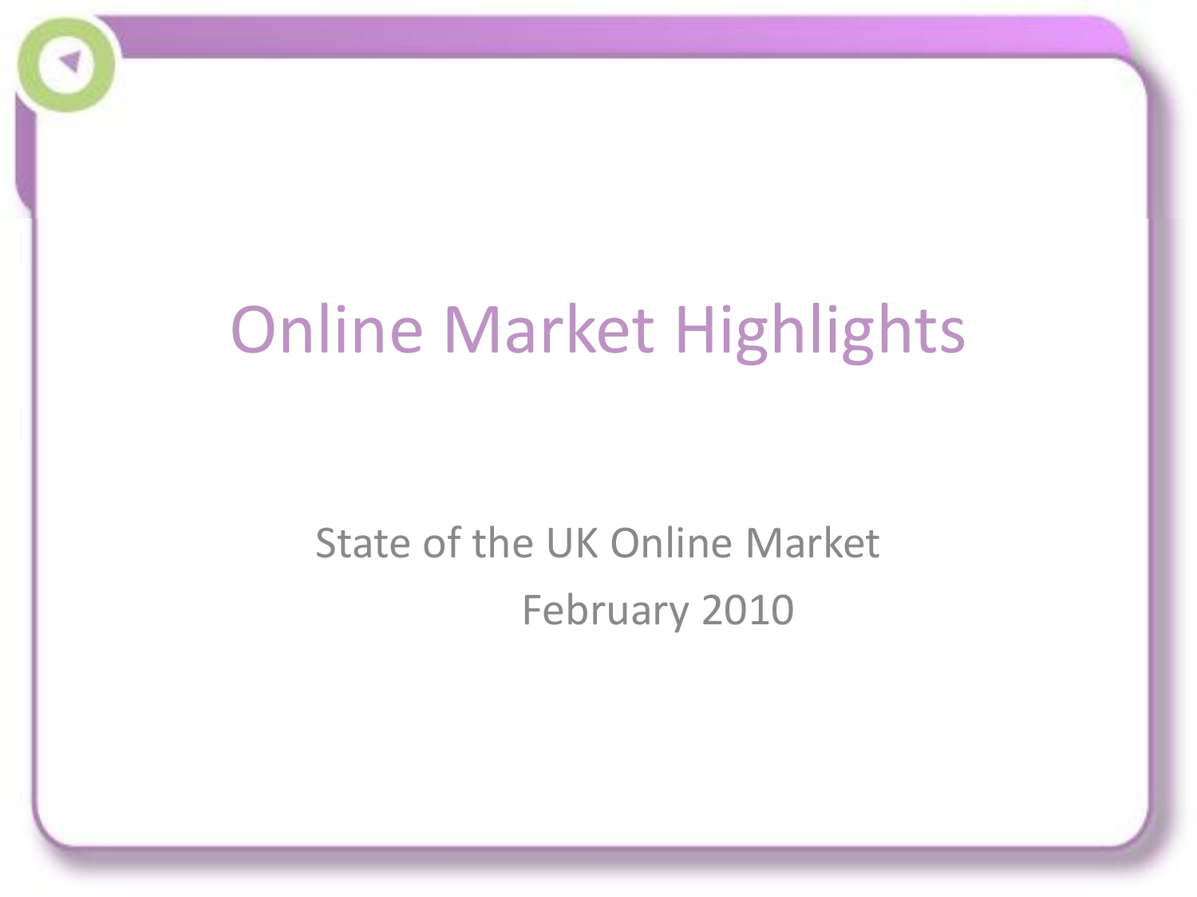# Online Market Highlights

State of the UK Online Market

February 2010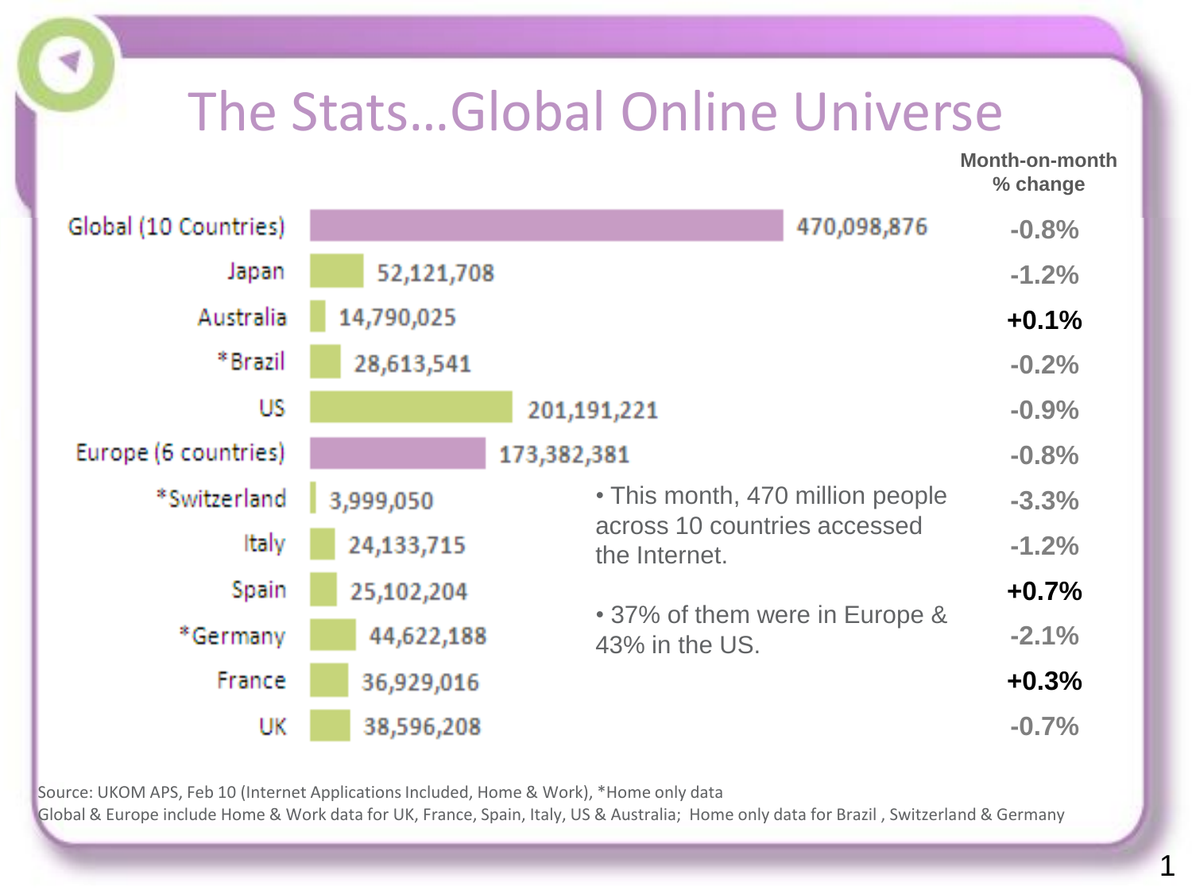# The Stats…Global Online Universe

| Country | Audience | Month-on-month % change |
|---|---|---|
| Global (10 Countries) | 470,098,876 | -0.8% |
| Japan | 52,121,708 | -1.2% |
| Australia | 14,790,025 | **+0.1%** |
| *Brazil | 28,613,541 | -0.2% |
| US | 201,191,221 | -0.9% |
| Europe (6 countries) | 173,382,381 | -0.8% |
| *Switzerland | 3,999,050 | -3.3% |
| Italy | 24,133,715 | -1.2% |
| Spain | 25,102,204 | **+0.7%** |
| *Germany | 44,622,188 | -2.1% |
| France | 36,929,016 | **+0.3%** |
| UK | 38,596,208 | -0.7% |

- This month, 470 million people across 10 countries accessed the Internet.
- 37% of them were in Europe & 43% in the US.

Source: UKOM APS, Feb 10 (Internet Applications Included, Home & Work), *Home only data

Global & Europe include Home & Work data for UK, France, Spain, Italy, US & Australia; Home only data for Brazil , Switzerland & Germany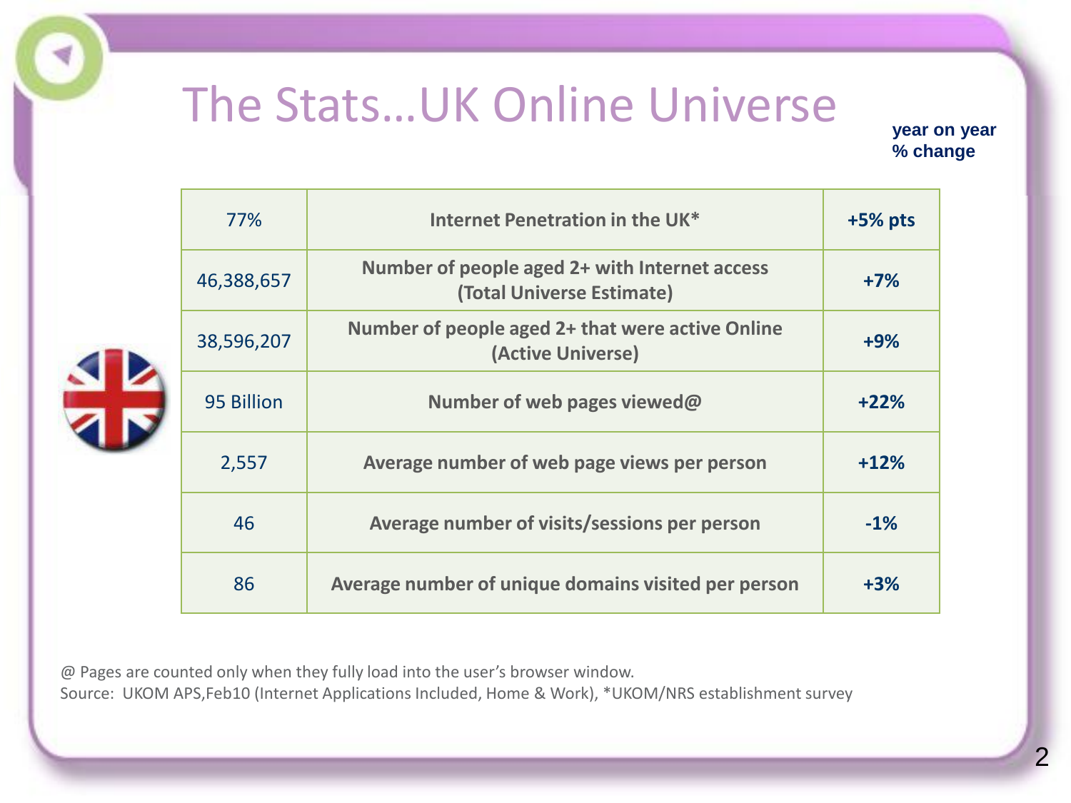# The Stats…UK Online Universe

**year on year % change**

| | | |
|---|---|---|
| 77% | **Internet Penetration in the UK*** | **+5% pts** |
| 46,388,657 | **Number of people aged 2+ with Internet access (Total Universe Estimate)** | **+7%** |
| 38,596,207 | **Number of people aged 2+ that were active Online (Active Universe)** | **+9%** |
| 95 Billion | **Number of web pages viewed@** | **+22%** |
| 2,557 | **Average number of web page views per person** | **+12%** |
| 46 | **Average number of visits/sessions per person** | **-1%** |
| 86 | **Average number of unique domains visited per person** | **+3%** |

@ Pages are counted only when they fully load into the user's browser window.
Source: UKOM APS,Feb10 (Internet Applications Included, Home & Work), *UKOM/NRS establishment survey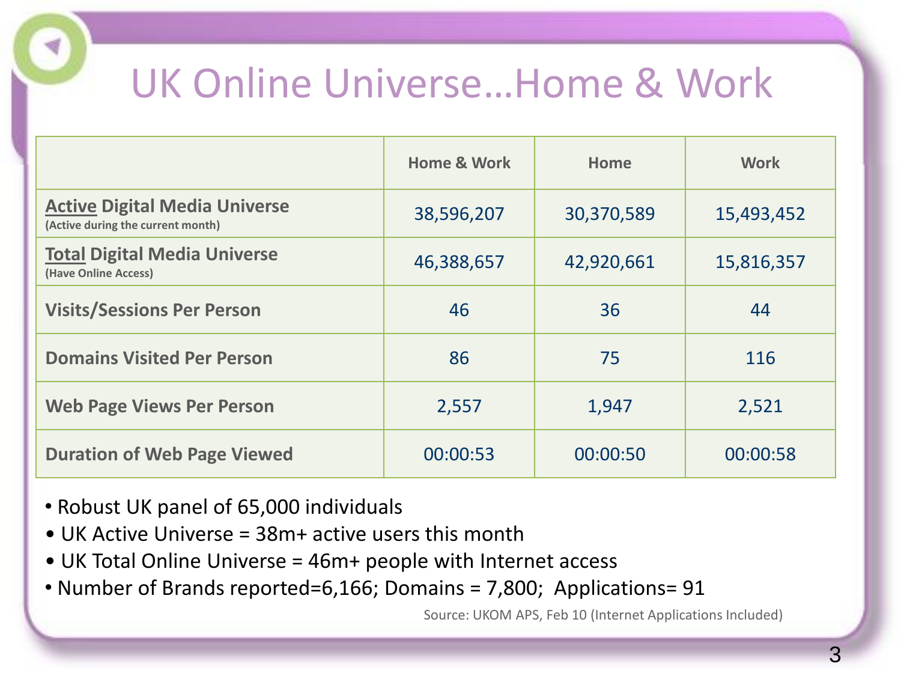# UK Online Universe…Home & Work

| | Home & Work | Home | Work |
|---|---|---|---|
| **Active Digital Media Universe** (Active during the current month) | 38,596,207 | 30,370,589 | 15,493,452 |
| **Total Digital Media Universe** (Have Online Access) | 46,388,657 | 42,920,661 | 15,816,357 |
| **Visits/Sessions Per Person** | 46 | 36 | 44 |
| **Domains Visited Per Person** | 86 | 75 | 116 |
| **Web Page Views Per Person** | 2,557 | 1,947 | 2,521 |
| **Duration of Web Page Viewed** | 00:00:53 | 00:00:50 | 00:00:58 |

- Robust UK panel of 65,000 individuals
- UK Active Universe = 38m+ active users this month
- UK Total Online Universe = 46m+ people with Internet access
- Number of Brands reported=6,166; Domains = 7,800; Applications= 91

Source: UKOM APS, Feb 10 (Internet Applications Included)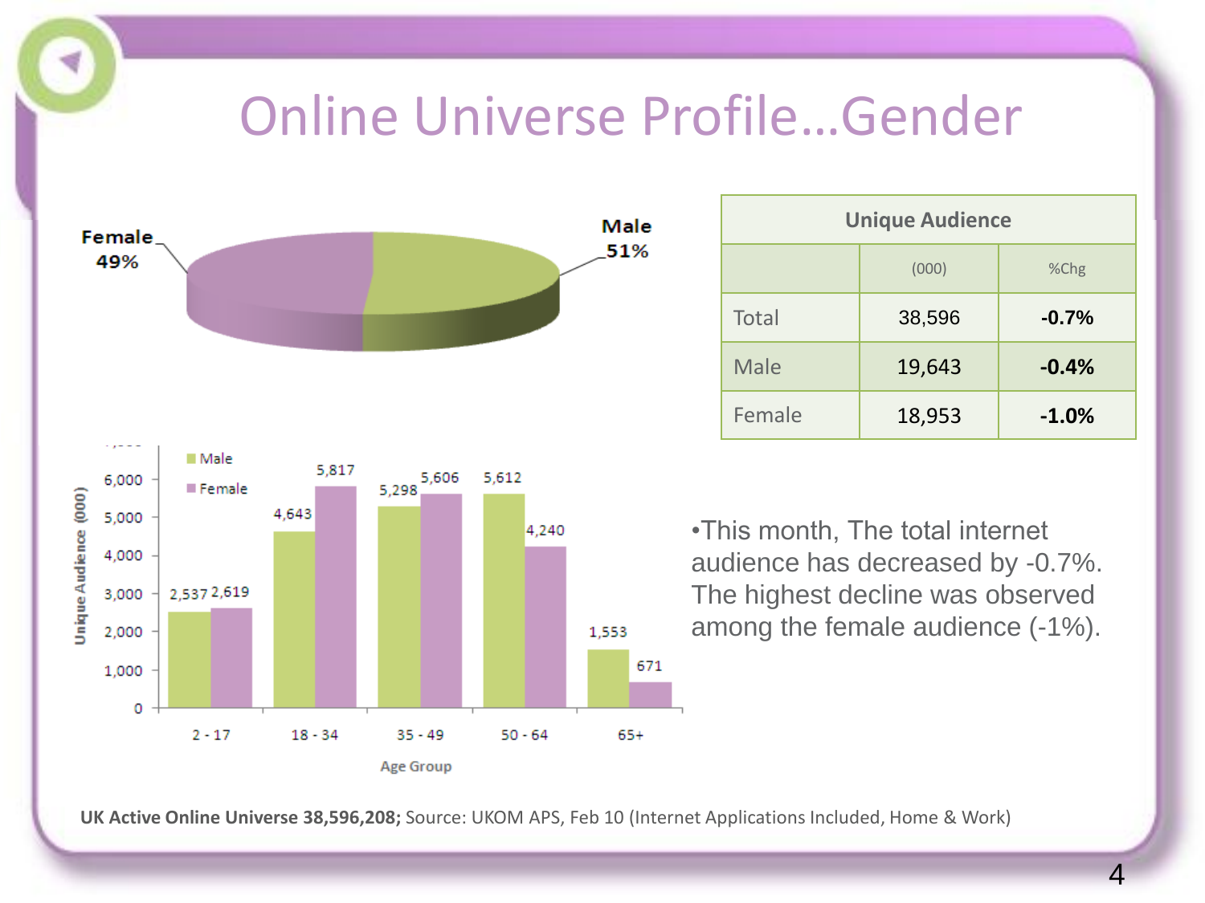# Online Universe Profile...Gender

Female 49%

Male 51%

| Unique Audience | | |
|---|---|---|
| | (000) | %Chg |
| Total | 38,596 | **-0.7%** |
| Male | 19,643 | **-0.4%** |
| Female | 18,953 | **-1.0%** |

| Age Group | Male | Female |
|---|---|---|
| 2 - 17 | 2,537 | 2,619 |
| 18 - 34 | 4,643 | 5,817 |
| 35 - 49 | 5,298 | 5,606 |
| 50 - 64 | 5,612 | 4,240 |
| 65+ | 1,553 | 671 |

Unique Audience (000)

- This month, The total internet audience has decreased by -0.7%. The highest decline was observed among the female audience (-1%).

**UK Active Online Universe 38,596,208;** Source: UKOM APS, Feb 10 (Internet Applications Included, Home & Work)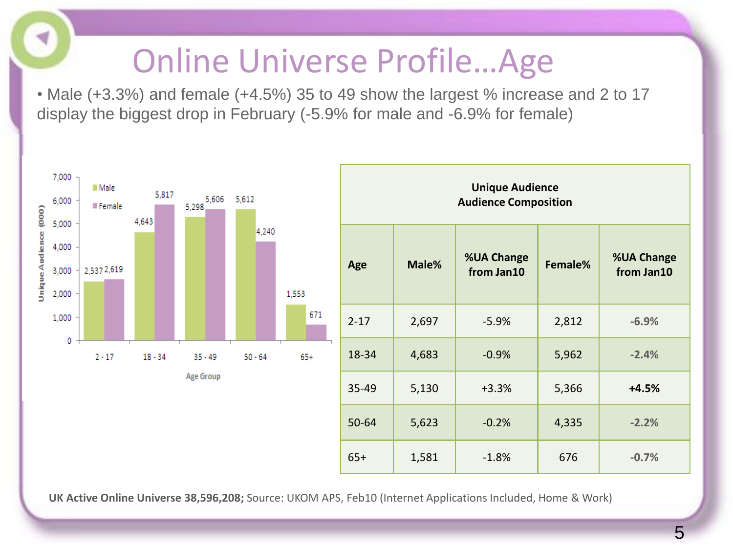# Online Universe Profile…Age

- Male (+3.3%) and female (+4.5%) 35 to 49 show the largest % increase and 2 to 17 display the biggest drop in February (-5.9% for male and -6.9% for female)

| Age Group | Male | Female |
|---|---|---|
| 2 - 17 | 2,537 | 2,619 |
| 18 - 34 | 4,643 | 5,817 |
| 35 - 49 | 5,298 | 5,606 |
| 50 - 64 | 5,612 | 4,240 |
| 65+ | 1,553 | 671 |

Unique Audience (000)

| Unique Audience Audience Composition | | | | |
|---|---|---|---|---|
| **Age** | **Male%** | **%UA Change from Jan10** | **Female%** | **%UA Change from Jan10** |
| 2-17 | 2,697 | -5.9% | 2,812 | -6.9% |
| 18-34 | 4,683 | -0.9% | 5,962 | -2.4% |
| 35-49 | 5,130 | +3.3% | 5,366 | **+4.5%** |
| 50-64 | 5,623 | -0.2% | 4,335 | -2.2% |
| 65+ | 1,581 | -1.8% | 676 | -0.7% |

**UK Active Online Universe 38,596,208;** Source: UKOM APS, Feb10 (Internet Applications Included, Home & Work)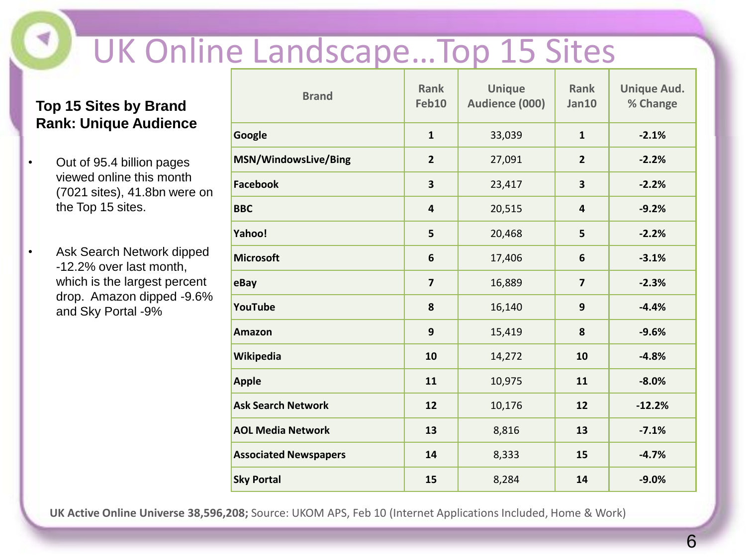# UK Online Landscape…Top 15 Sites

**Top 15 Sites by Brand Rank: Unique Audience**

- Out of 95.4 billion pages viewed online this month (7021 sites), 41.8bn were on the Top 15 sites.
- Ask Search Network dipped -12.2% over last month, which is the largest percent drop. Amazon dipped -9.6% and Sky Portal -9%

| Brand | Rank Feb10 | Unique Audience (000) | Rank Jan10 | Unique Aud. % Change |
|---|---|---|---|---|
| **Google** | **1** | 33,039 | **1** | **-2.1%** |
| **MSN/WindowsLive/Bing** | **2** | 27,091 | **2** | **-2.2%** |
| **Facebook** | **3** | 23,417 | **3** | **-2.2%** |
| **BBC** | **4** | 20,515 | **4** | **-9.2%** |
| **Yahoo!** | **5** | 20,468 | **5** | **-2.2%** |
| **Microsoft** | **6** | 17,406 | **6** | **-3.1%** |
| **eBay** | **7** | 16,889 | **7** | **-2.3%** |
| **YouTube** | **8** | 16,140 | **9** | **-4.4%** |
| **Amazon** | **9** | 15,419 | **8** | **-9.6%** |
| **Wikipedia** | **10** | 14,272 | **10** | **-4.8%** |
| **Apple** | **11** | 10,975 | **11** | **-8.0%** |
| **Ask Search Network** | **12** | 10,176 | **12** | **-12.2%** |
| **AOL Media Network** | **13** | 8,816 | **13** | **-7.1%** |
| **Associated Newspapers** | **14** | 8,333 | **15** | **-4.7%** |
| **Sky Portal** | **15** | 8,284 | **14** | **-9.0%** |

**UK Active Online Universe 38,596,208;** Source: UKOM APS, Feb 10 (Internet Applications Included, Home & Work)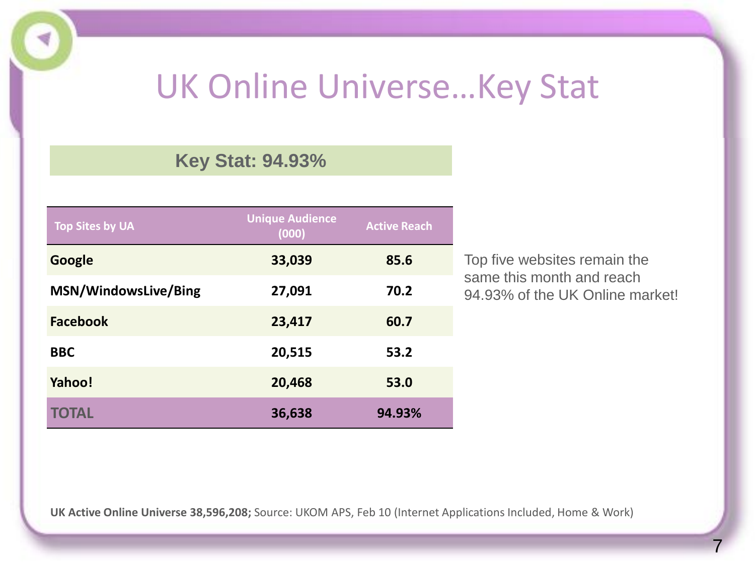# UK Online Universe…Key Stat

**Key Stat: 94.93%**

| Top Sites by UA | Unique Audience (000) | Active Reach |
|---|---|---|
| **Google** | **33,039** | **85.6** |
| **MSN/WindowsLive/Bing** | **27,091** | **70.2** |
| **Facebook** | **23,417** | **60.7** |
| **BBC** | **20,515** | **53.2** |
| **Yahoo!** | **20,468** | **53.0** |
| **TOTAL** | **36,638** | **94.93%** |

Top five websites remain the same this month and reach 94.93% of the UK Online market!

**UK Active Online Universe 38,596,208;** Source: UKOM APS, Feb 10 (Internet Applications Included, Home & Work)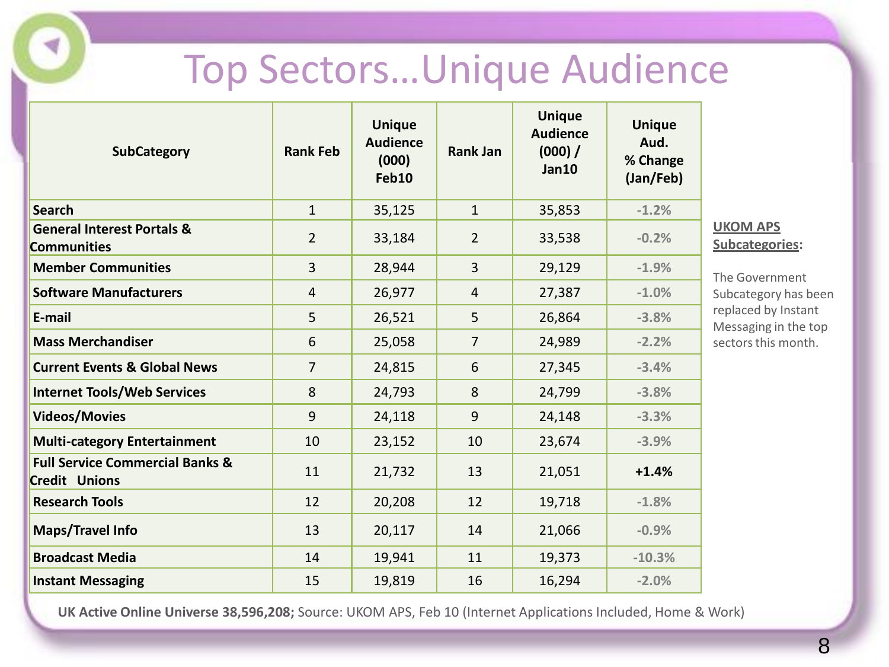# Top Sectors…Unique Audience

| SubCategory | Rank Feb | Unique Audience (000) Feb10 | Rank Jan | Unique Audience (000) / Jan10 | Unique Aud. % Change (Jan/Feb) |
|---|---|---|---|---|---|
| **Search** | 1 | 35,125 | 1 | 35,853 | -1.2% |
| **General Interest Portals & Communities** | 2 | 33,184 | 2 | 33,538 | -0.2% |
| **Member Communities** | 3 | 28,944 | 3 | 29,129 | -1.9% |
| **Software Manufacturers** | 4 | 26,977 | 4 | 27,387 | -1.0% |
| **E-mail** | 5 | 26,521 | 5 | 26,864 | -3.8% |
| **Mass Merchandiser** | 6 | 25,058 | 7 | 24,989 | -2.2% |
| **Current Events & Global News** | 7 | 24,815 | 6 | 27,345 | -3.4% |
| **Internet Tools/Web Services** | 8 | 24,793 | 8 | 24,799 | -3.8% |
| **Videos/Movies** | 9 | 24,118 | 9 | 24,148 | -3.3% |
| **Multi-category Entertainment** | 10 | 23,152 | 10 | 23,674 | -3.9% |
| **Full Service Commercial Banks & Credit Unions** | 11 | 21,732 | 13 | 21,051 | **+1.4%** |
| **Research Tools** | 12 | 20,208 | 12 | 19,718 | -1.8% |
| **Maps/Travel Info** | 13 | 20,117 | 14 | 21,066 | -0.9% |
| **Broadcast Media** | 14 | 19,941 | 11 | 19,373 | -10.3% |
| **Instant Messaging** | 15 | 19,819 | 16 | 16,294 | -2.0% |

**UKOM APS Subcategories:**

The Government Subcategory has been replaced by Instant Messaging in the top sectors this month.

**UK Active Online Universe 38,596,208;** Source: UKOM APS, Feb 10 (Internet Applications Included, Home & Work)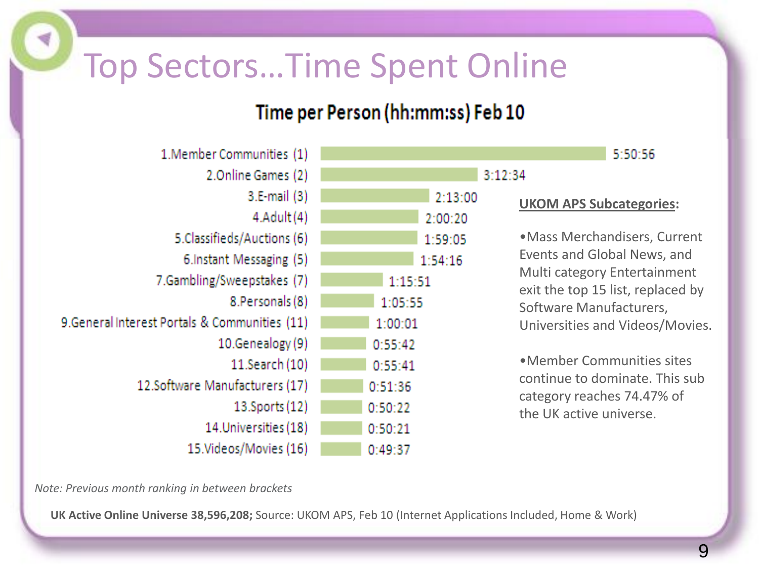# Top Sectors…Time Spent Online

## Time per Person (hh:mm:ss) Feb 10

| Sector | Time per Person |
| --- | --- |
| 1.Member Communities (1) | 5:50:56 |
| 2.Online Games (2) | 3:12:34 |
| 3.E-mail (3) | 2:13:00 |
| 4.Adult (4) | 2:00:20 |
| 5.Classifieds/Auctions (6) | 1:59:05 |
| 6.Instant Messaging (5) | 1:54:16 |
| 7.Gambling/Sweepstakes (7) | 1:15:51 |
| 8.Personals (8) | 1:05:55 |
| 9.General Interest Portals & Communities (11) | 1:00:01 |
| 10.Genealogy (9) | 0:55:42 |
| 11.Search (10) | 0:55:41 |
| 12.Software Manufacturers (17) | 0:51:36 |
| 13.Sports (12) | 0:50:22 |
| 14.Universities (18) | 0:50:21 |
| 15.Videos/Movies (16) | 0:49:37 |

**UKOM APS Subcategories:**

- Mass Merchandisers, Current Events and Global News, and Multi category Entertainment exit the top 15 list, replaced by Software Manufacturers, Universities and Videos/Movies.
- Member Communities sites continue to dominate. This sub category reaches 74.47% of the UK active universe.

*Note: Previous month ranking in between brackets*

**UK Active Online Universe 38,596,208;** Source: UKOM APS, Feb 10 (Internet Applications Included, Home & Work)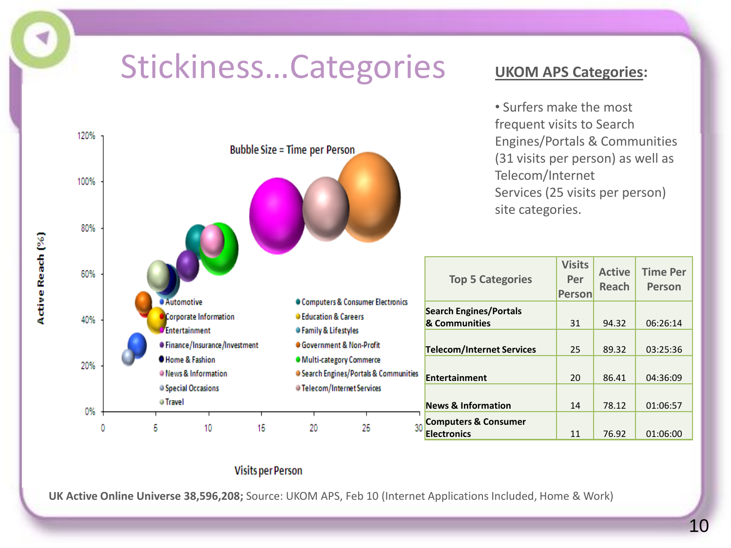# Stickiness…Categories

**Bubble Size = Time per Person**

Active Reach (%) vs. Visits per Person

- Automotive
- Corporate Information
- Entertainment
- Finance/Insurance/Investment
- Home & Fashion
- News & Information
- Special Occasions
- Travel
- Computers & Consumer Electronics
- Education & Careers
- Family & Lifestyles
- Government & Non-Profit
- Multi-category Commerce
- Search Engines/Portals & Communities
- Telecom/Internet Services

## UKOM APS Categories:

- Surfers make the most frequent visits to Search Engines/Portals & Communities (31 visits per person) as well as Telecom/Internet Services (25 visits per person) site categories.

| Top 5 Categories | Visits Per Person | Active Reach | Time Per Person |
|---|---|---|---|
| **Search Engines/Portals & Communities** | 31 | 94.32 | 06:26:14 |
| **Telecom/Internet Services** | 25 | 89.32 | 03:25:36 |
| **Entertainment** | 20 | 86.41 | 04:36:09 |
| **News & Information** | 14 | 78.12 | 01:06:57 |
| **Computers & Consumer Electronics** | 11 | 76.92 | 01:06:00 |

**UK Active Online Universe 38,596,208;** Source: UKOM APS, Feb 10 (Internet Applications Included, Home & Work)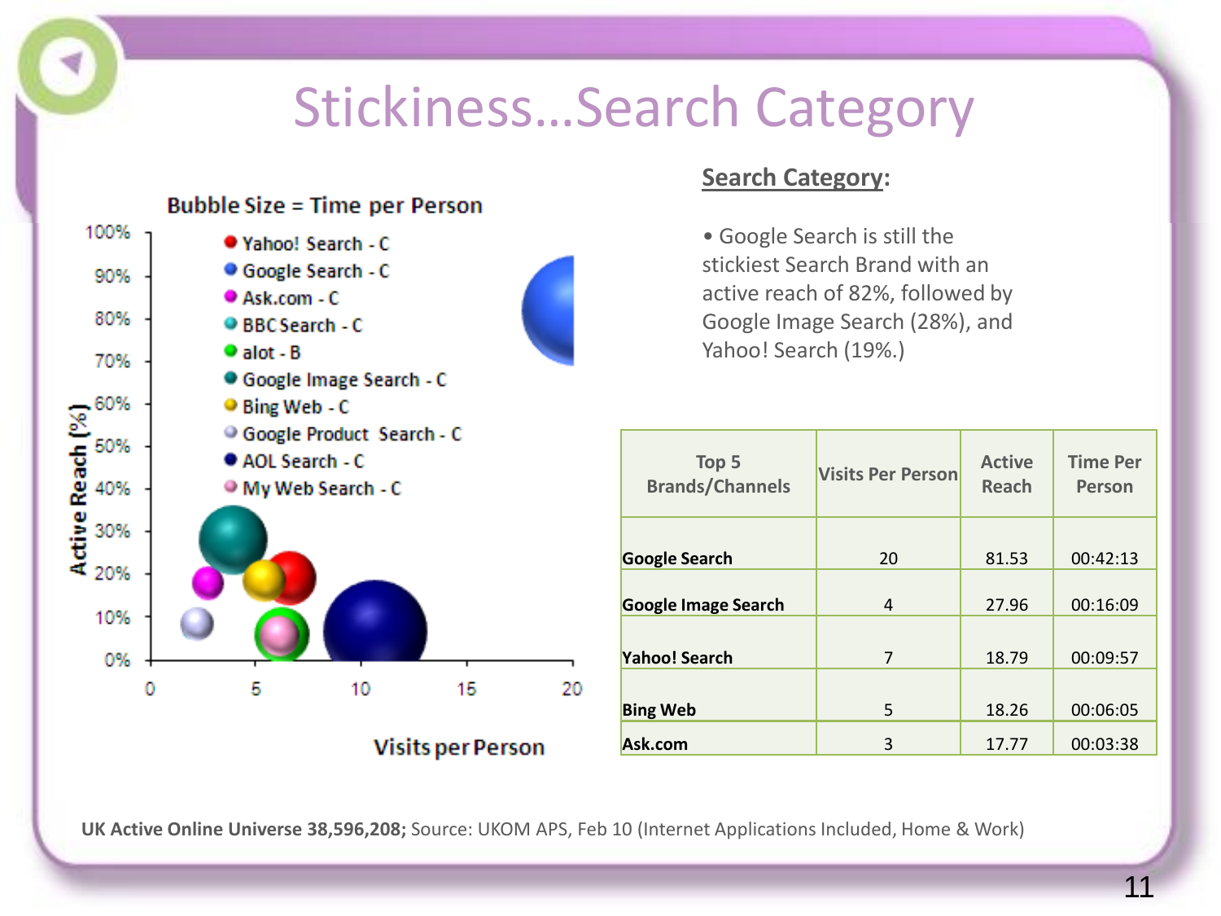# Stickiness…Search Category

Bubble Size = Time per Person

- Yahoo! Search - C
- Google Search - C
- Ask.com - C
- BBC Search - C
- alot - B
- Google Image Search - C
- Bing Web - C
- Google Product Search - C
- AOL Search - C
- My Web Search - C

Active Reach (%) / Visits per Person

## Search Category:

- Google Search is still the stickiest Search Brand with an active reach of 82%, followed by Google Image Search (28%), and Yahoo! Search (19%.)

| Top 5 Brands/Channels | Visits Per Person | Active Reach | Time Per Person |
|---|---|---|---|
| **Google Search** | 20 | 81.53 | 00:42:13 |
| **Google Image Search** | 4 | 27.96 | 00:16:09 |
| **Yahoo! Search** | 7 | 18.79 | 00:09:57 |
| **Bing Web** | 5 | 18.26 | 00:06:05 |
| **Ask.com** | 3 | 17.77 | 00:03:38 |

**UK Active Online Universe 38,596,208;** Source: UKOM APS, Feb 10 (Internet Applications Included, Home & Work)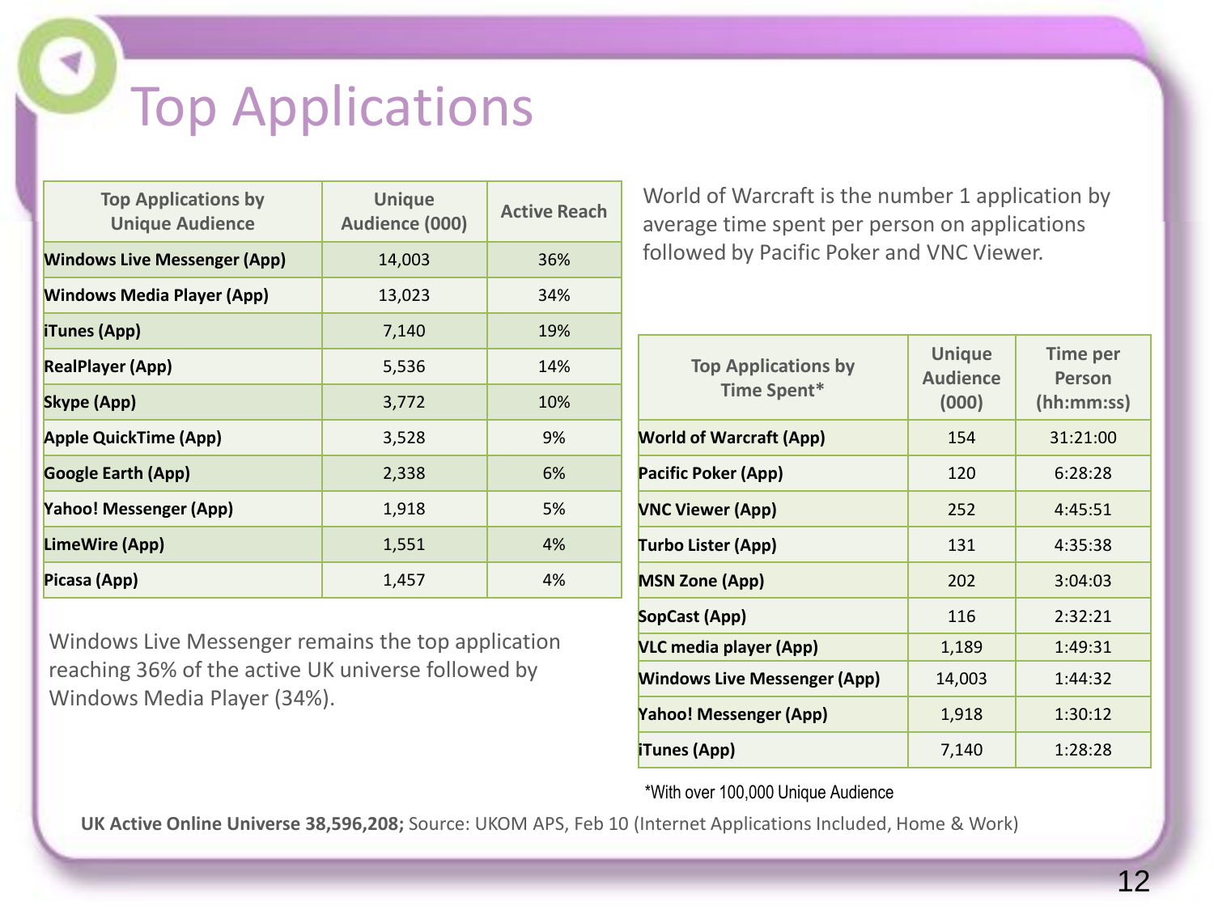# Top Applications

| Top Applications by Unique Audience | Unique Audience (000) | Active Reach |
|---|---|---|
| **Windows Live Messenger (App)** | 14,003 | 36% |
| **Windows Media Player (App)** | 13,023 | 34% |
| **iTunes (App)** | 7,140 | 19% |
| **RealPlayer (App)** | 5,536 | 14% |
| **Skype (App)** | 3,772 | 10% |
| **Apple QuickTime (App)** | 3,528 | 9% |
| **Google Earth (App)** | 2,338 | 6% |
| **Yahoo! Messenger (App)** | 1,918 | 5% |
| **LimeWire (App)** | 1,551 | 4% |
| **Picasa (App)** | 1,457 | 4% |

Windows Live Messenger remains the top application reaching 36% of the active UK universe followed by Windows Media Player (34%).

World of Warcraft is the number 1 application by average time spent per person on applications followed by Pacific Poker and VNC Viewer.

| Top Applications by Time Spent* | Unique Audience (000) | Time per Person (hh:mm:ss) |
|---|---|---|
| **World of Warcraft (App)** | 154 | 31:21:00 |
| **Pacific Poker (App)** | 120 | 6:28:28 |
| **VNC Viewer (App)** | 252 | 4:45:51 |
| **Turbo Lister (App)** | 131 | 4:35:38 |
| **MSN Zone (App)** | 202 | 3:04:03 |
| **SopCast (App)** | 116 | 2:32:21 |
| **VLC media player (App)** | 1,189 | 1:49:31 |
| **Windows Live Messenger (App)** | 14,003 | 1:44:32 |
| **Yahoo! Messenger (App)** | 1,918 | 1:30:12 |
| **iTunes (App)** | 7,140 | 1:28:28 |

*With over 100,000 Unique Audience

**UK Active Online Universe 38,596,208;** Source: UKOM APS, Feb 10 (Internet Applications Included, Home & Work)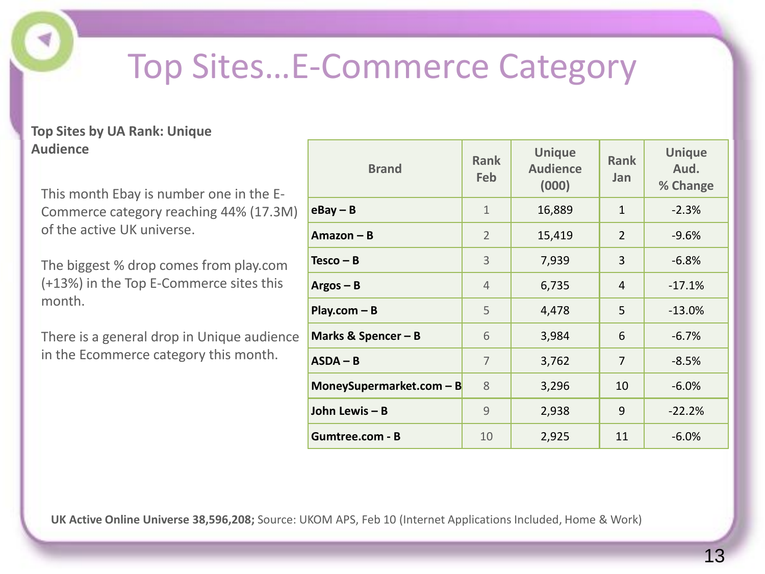# Top Sites…E-Commerce Category

**Top Sites by UA Rank: Unique Audience**

This month Ebay is number one in the E-Commerce category reaching 44% (17.3M) of the active UK universe.

The biggest % drop comes from play.com (+13%) in the Top E-Commerce sites this month.

There is a general drop in Unique audience in the Ecommerce category this month.

| Brand | Rank Feb | Unique Audience (000) | Rank Jan | Unique Aud. % Change |
|---|---|---|---|---|
| **eBay – B** | 1 | 16,889 | 1 | -2.3% |
| **Amazon – B** | 2 | 15,419 | 2 | -9.6% |
| **Tesco – B** | 3 | 7,939 | 3 | -6.8% |
| **Argos – B** | 4 | 6,735 | 4 | -17.1% |
| **Play.com – B** | 5 | 4,478 | 5 | -13.0% |
| **Marks & Spencer – B** | 6 | 3,984 | 6 | -6.7% |
| **ASDA – B** | 7 | 3,762 | 7 | -8.5% |
| **MoneySupermarket.com – B** | 8 | 3,296 | 10 | -6.0% |
| **John Lewis – B** | 9 | 2,938 | 9 | -22.2% |
| **Gumtree.com - B** | 10 | 2,925 | 11 | -6.0% |

**UK Active Online Universe 38,596,208;** Source: UKOM APS, Feb 10 (Internet Applications Included, Home & Work)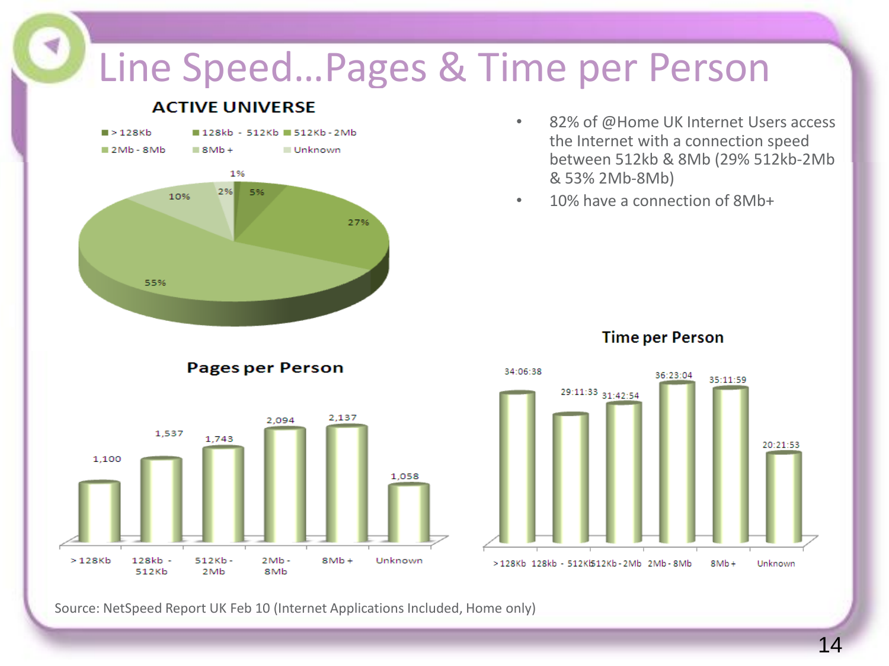# Line Speed…Pages & Time per Person

## ACTIVE UNIVERSE

| Connection speed | Share |
|---|---|
| > 128Kb | 1% |
| 128kb - 512Kb | 5% |
| 512Kb - 2Mb | 27% |
| 2Mb - 8Mb | 55% |
| 8Mb + | 10% |
| Unknown | 2% |

- 82% of @Home UK Internet Users access the Internet with a connection speed between 512kb & 8Mb (29% 512kb-2Mb & 53% 2Mb-8Mb)
- 10% have a connection of 8Mb+

## Pages per Person

| > 128Kb | 128kb - 512Kb | 512Kb - 2Mb | 2Mb - 8Mb | 8Mb + | Unknown |
|---|---|---|---|---|---|
| 1,100 | 1,537 | 1,743 | 2,094 | 2,137 | 1,058 |

## Time per Person

| > 128Kb | 128kb - 512Kb | 512Kb - 2Mb | 2Mb - 8Mb | 8Mb + | Unknown |
|---|---|---|---|---|---|
| 34:06:38 | 29:11:33 | 31:42:54 | 36:23:04 | 35:11:59 | 20:21:53 |

Source: NetSpeed Report UK Feb 10 (Internet Applications Included, Home only)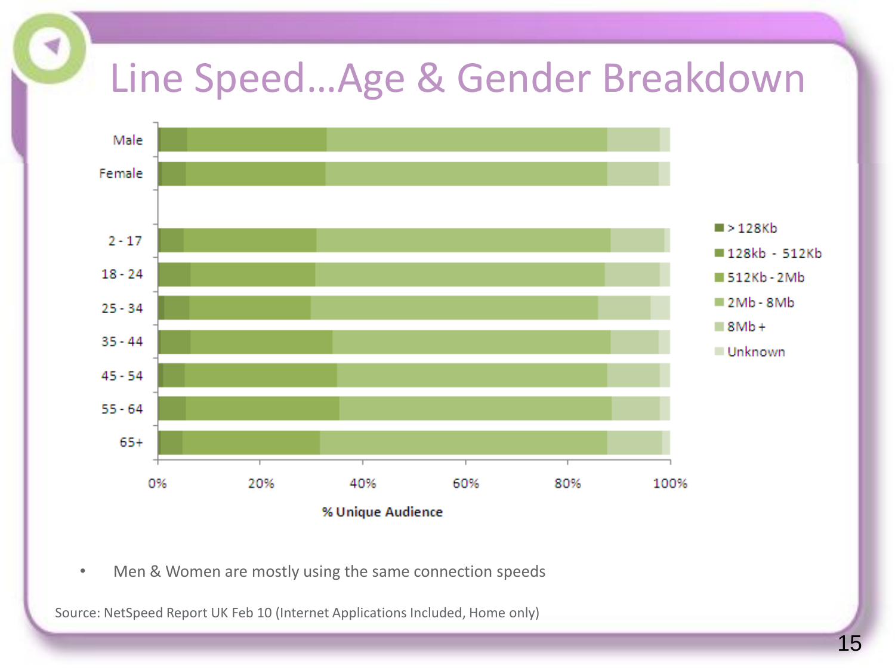# Line Speed…Age & Gender Breakdown

- Men & Women are mostly using the same connection speeds

Source: NetSpeed Report UK Feb 10 (Internet Applications Included, Home only)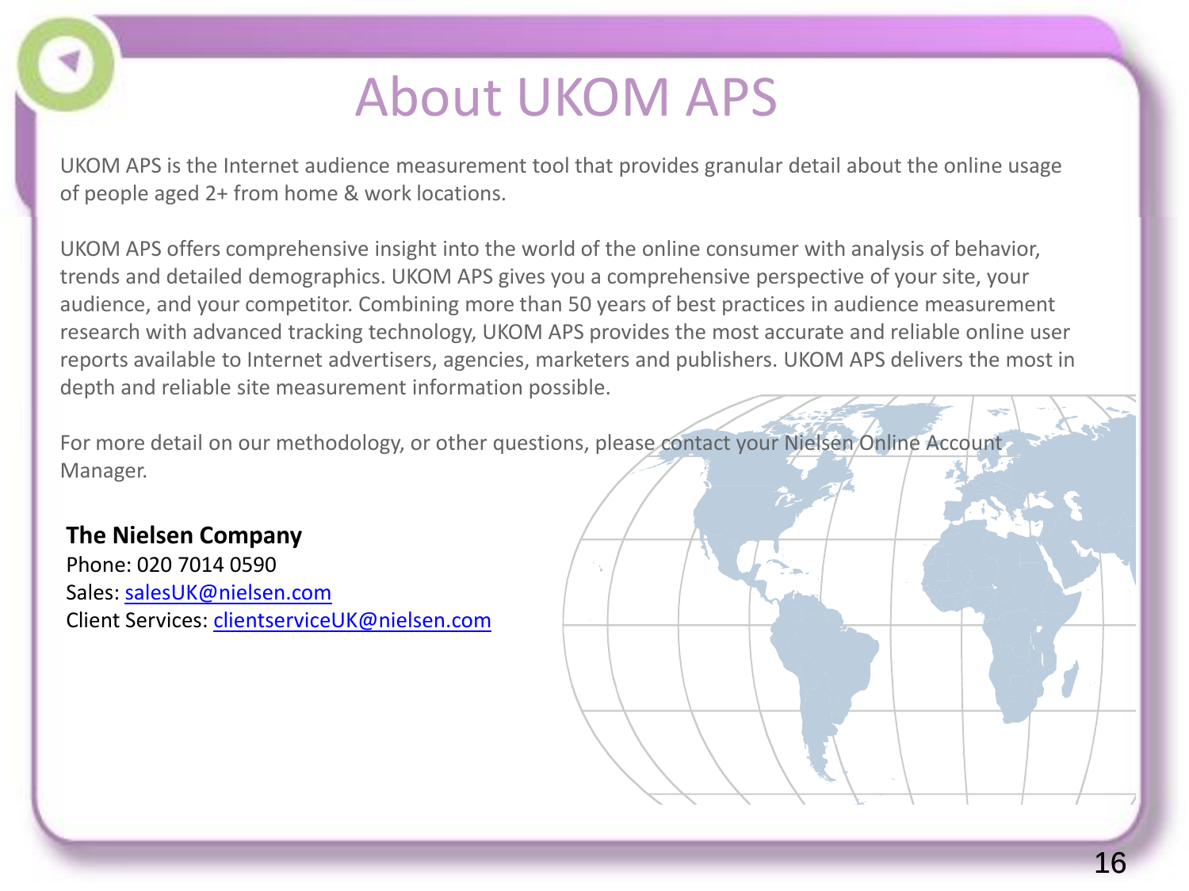# About UKOM APS

UKOM APS is the Internet audience measurement tool that provides granular detail about the online usage of people aged 2+ from home & work locations.

UKOM APS offers comprehensive insight into the world of the online consumer with analysis of behavior, trends and detailed demographics. UKOM APS gives you a comprehensive perspective of your site, your audience, and your competitor. Combining more than 50 years of best practices in audience measurement research with advanced tracking technology, UKOM APS provides the most accurate and reliable online user reports available to Internet advertisers, agencies, marketers and publishers. UKOM APS delivers the most in depth and reliable site measurement information possible.

For more detail on our methodology, or other questions, please contact your Nielsen Online Account Manager.

**The Nielsen Company**
Phone: 020 7014 0590
Sales: salesUK@nielsen.com
Client Services: clientserviceUK@nielsen.com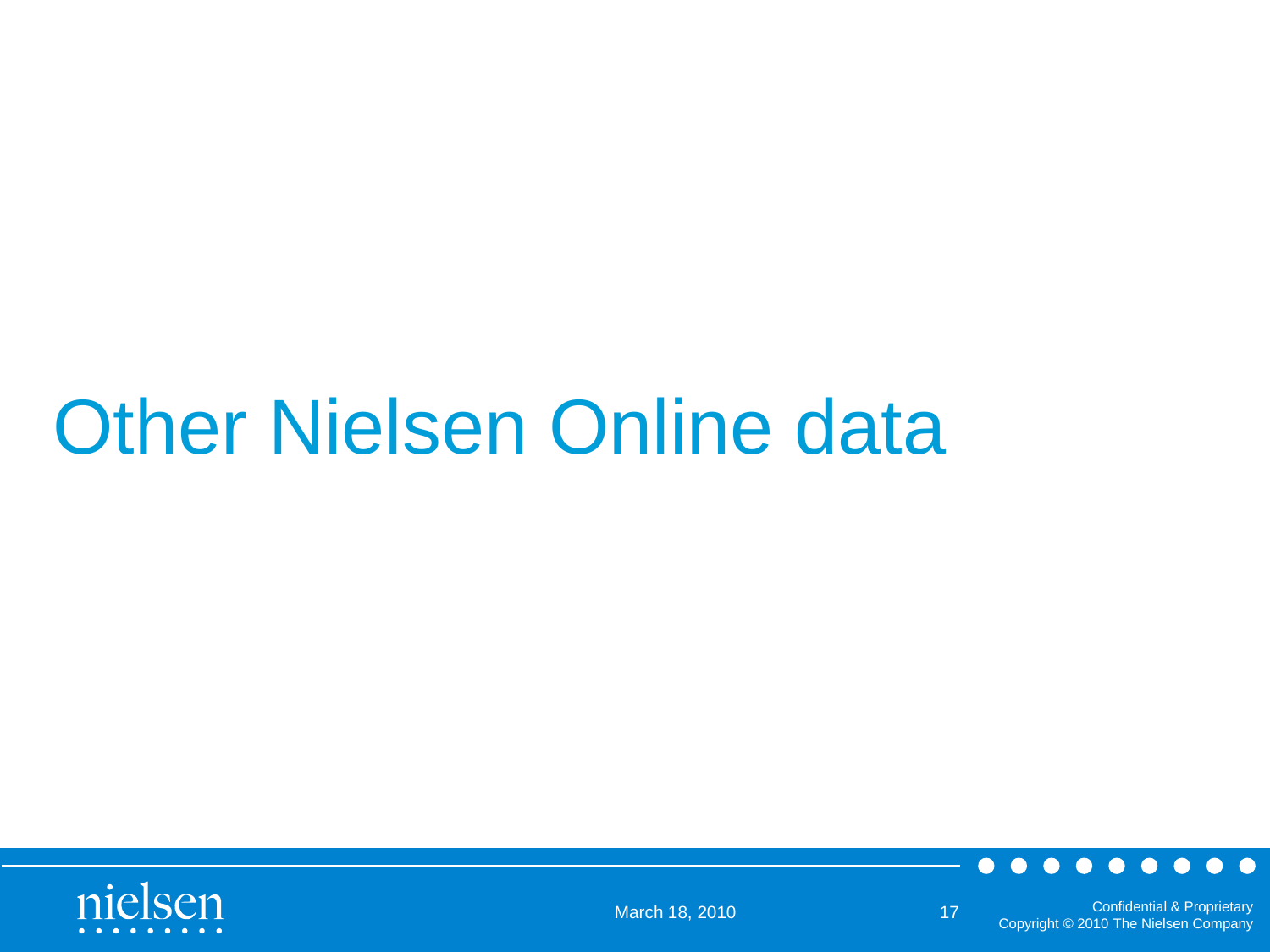# Other Nielsen Online data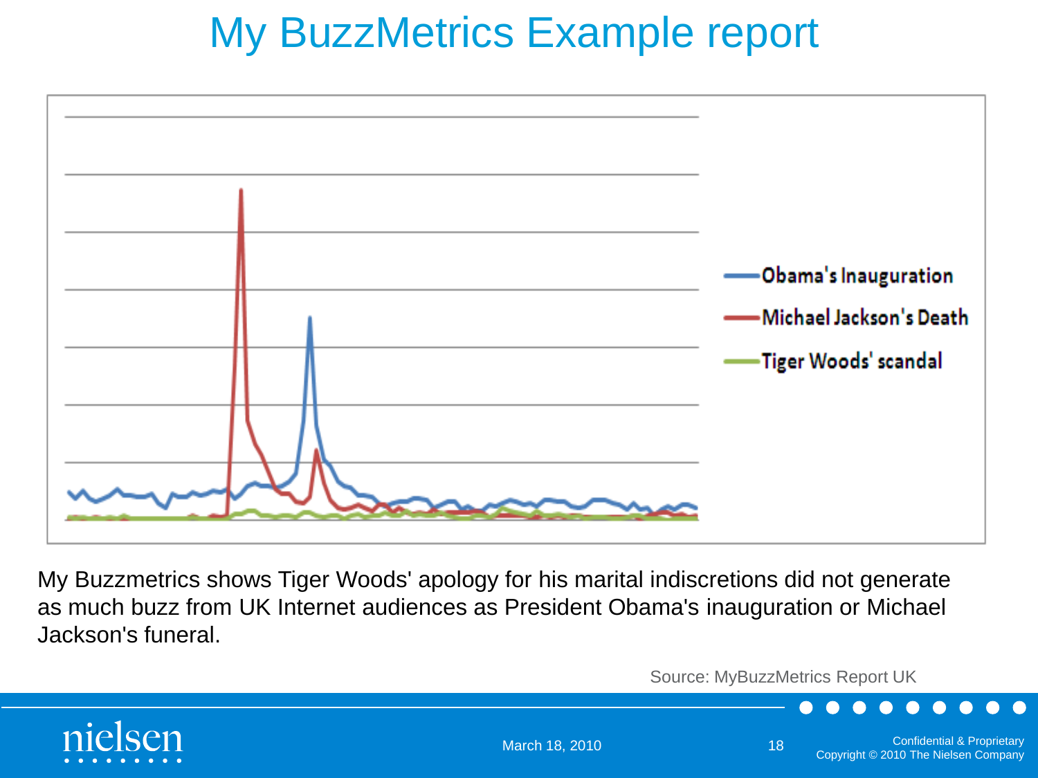# My BuzzMetrics Example report

Obama's Inauguration

Michael Jackson's Death

Tiger Woods' scandal

My Buzzmetrics shows Tiger Woods' apology for his marital indiscretions did not generate as much buzz from UK Internet audiences as President Obama's inauguration or Michael Jackson's funeral.

Source: MyBuzzMetrics Report UK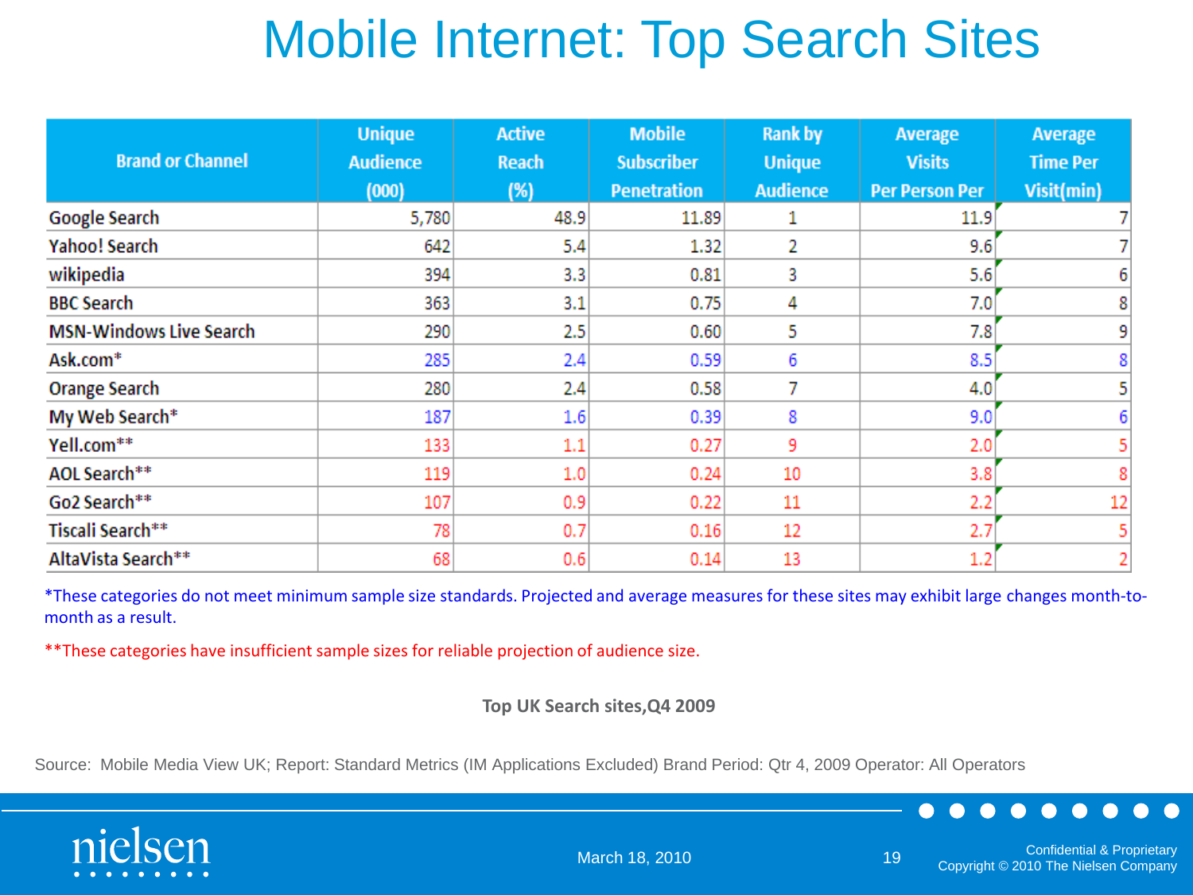# Mobile Internet: Top Search Sites

| Brand or Channel | Unique Audience (000) | Active Reach (%) | Mobile Subscriber Penetration | Rank by Unique Audience | Average Visits Per Person Per | Average Time Per Visit(min) |
|---|---|---|---|---|---|---|
| Google Search | 5,780 | 48.9 | 11.89 | 1 | 11.9 | 7 |
| Yahoo! Search | 642 | 5.4 | 1.32 | 2 | 9.6 | 7 |
| wikipedia | 394 | 3.3 | 0.81 | 3 | 5.6 | 6 |
| BBC Search | 363 | 3.1 | 0.75 | 4 | 7.0 | 8 |
| MSN-Windows Live Search | 290 | 2.5 | 0.60 | 5 | 7.8 | 9 |
| Ask.com* | 285 | 2.4 | 0.59 | 6 | 8.5 | 8 |
| Orange Search | 280 | 2.4 | 0.58 | 7 | 4.0 | 5 |
| My Web Search* | 187 | 1.6 | 0.39 | 8 | 9.0 | 6 |
| Yell.com** | 133 | 1.1 | 0.27 | 9 | 2.0 | 5 |
| AOL Search** | 119 | 1.0 | 0.24 | 10 | 3.8 | 8 |
| Go2 Search** | 107 | 0.9 | 0.22 | 11 | 2.2 | 12 |
| Tiscali Search** | 78 | 0.7 | 0.16 | 12 | 2.7 | 5 |
| AltaVista Search** | 68 | 0.6 | 0.14 | 13 | 1.2 | 2 |

*These categories do not meet minimum sample size standards. Projected and average measures for these sites may exhibit large changes month-to-month as a result.

**These categories have insufficient sample sizes for reliable projection of audience size.

**Top UK Search sites,Q4 2009**

Source: Mobile Media View UK; Report: Standard Metrics (IM Applications Excluded) Brand Period: Qtr 4, 2009 Operator: All Operators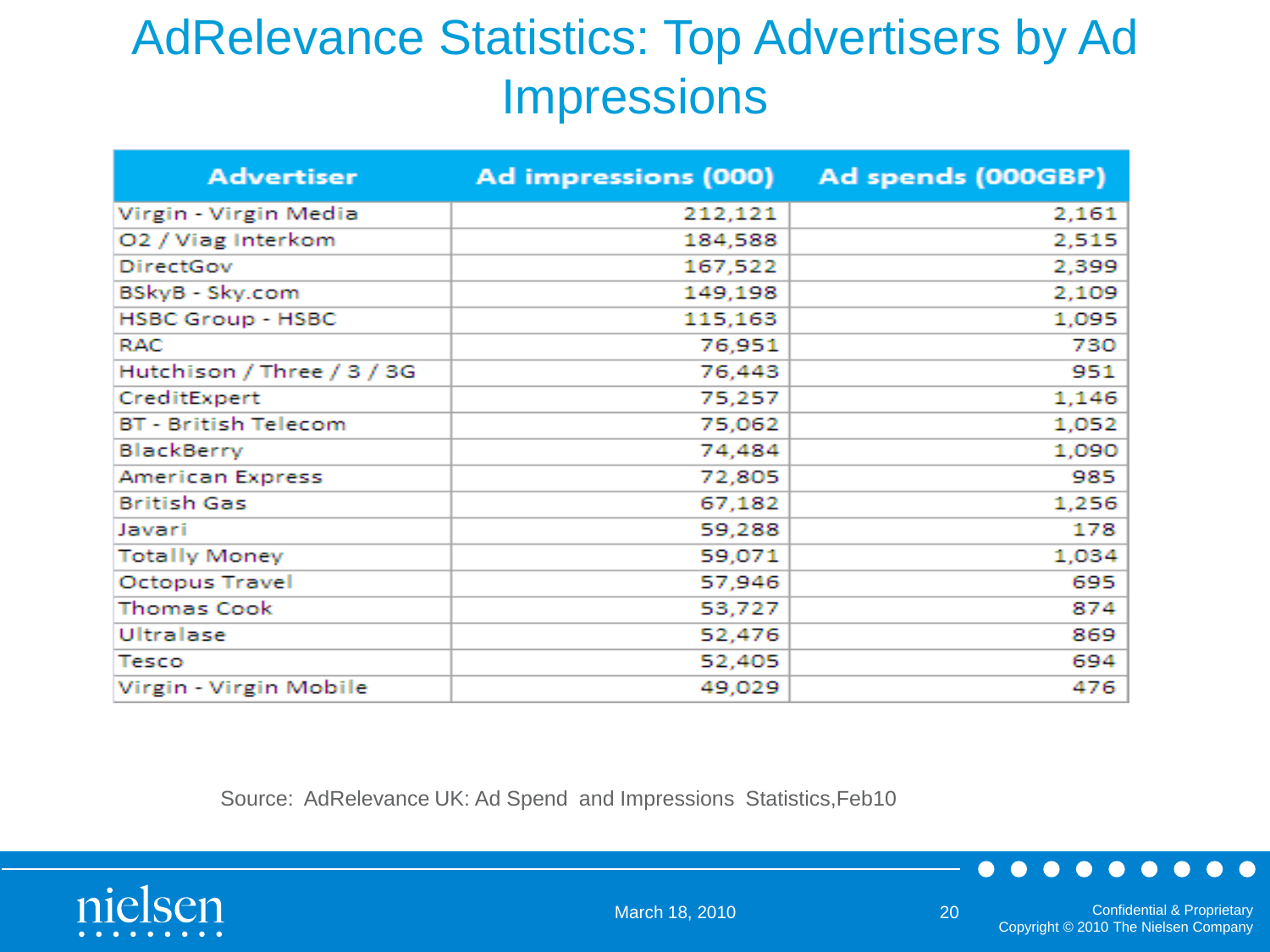# AdRelevance Statistics: Top Advertisers by Ad Impressions

| Advertiser | Ad impressions (000) | Ad spends (000GBP) |
|---|---|---|
| Virgin - Virgin Media | 212,121 | 2,161 |
| O2 / Viag Interkom | 184,588 | 2,515 |
| DirectGov | 167,522 | 2,399 |
| BSkyB - Sky.com | 149,198 | 2,109 |
| HSBC Group - HSBC | 115,163 | 1,095 |
| RAC | 76,951 | 730 |
| Hutchison / Three / 3 / 3G | 76,443 | 951 |
| CreditExpert | 75,257 | 1,146 |
| BT - British Telecom | 75,062 | 1,052 |
| BlackBerry | 74,484 | 1,090 |
| American Express | 72,805 | 985 |
| British Gas | 67,182 | 1,256 |
| Javari | 59,288 | 178 |
| Totally Money | 59,071 | 1,034 |
| Octopus Travel | 57,946 | 695 |
| Thomas Cook | 53,727 | 874 |
| Ultralase | 52,476 | 869 |
| Tesco | 52,405 | 694 |
| Virgin - Virgin Mobile | 49,029 | 476 |

Source: AdRelevance UK: Ad Spend and Impressions Statistics,Feb10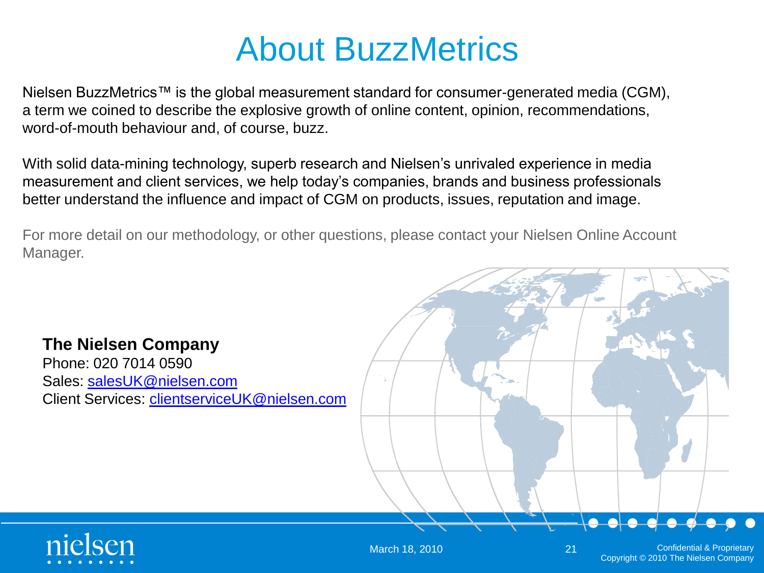# About BuzzMetrics

Nielsen BuzzMetrics™ is the global measurement standard for consumer-generated media (CGM), a term we coined to describe the explosive growth of online content, opinion, recommendations, word-of-mouth behaviour and, of course, buzz.

With solid data-mining technology, superb research and Nielsen's unrivaled experience in media measurement and client services, we help today's companies, brands and business professionals better understand the influence and impact of CGM on products, issues, reputation and image.

For more detail on our methodology, or other questions, please contact your Nielsen Online Account Manager.

**The Nielsen Company**
Phone: 020 7014 0590
Sales: salesUK@nielsen.com
Client Services: clientserviceUK@nielsen.com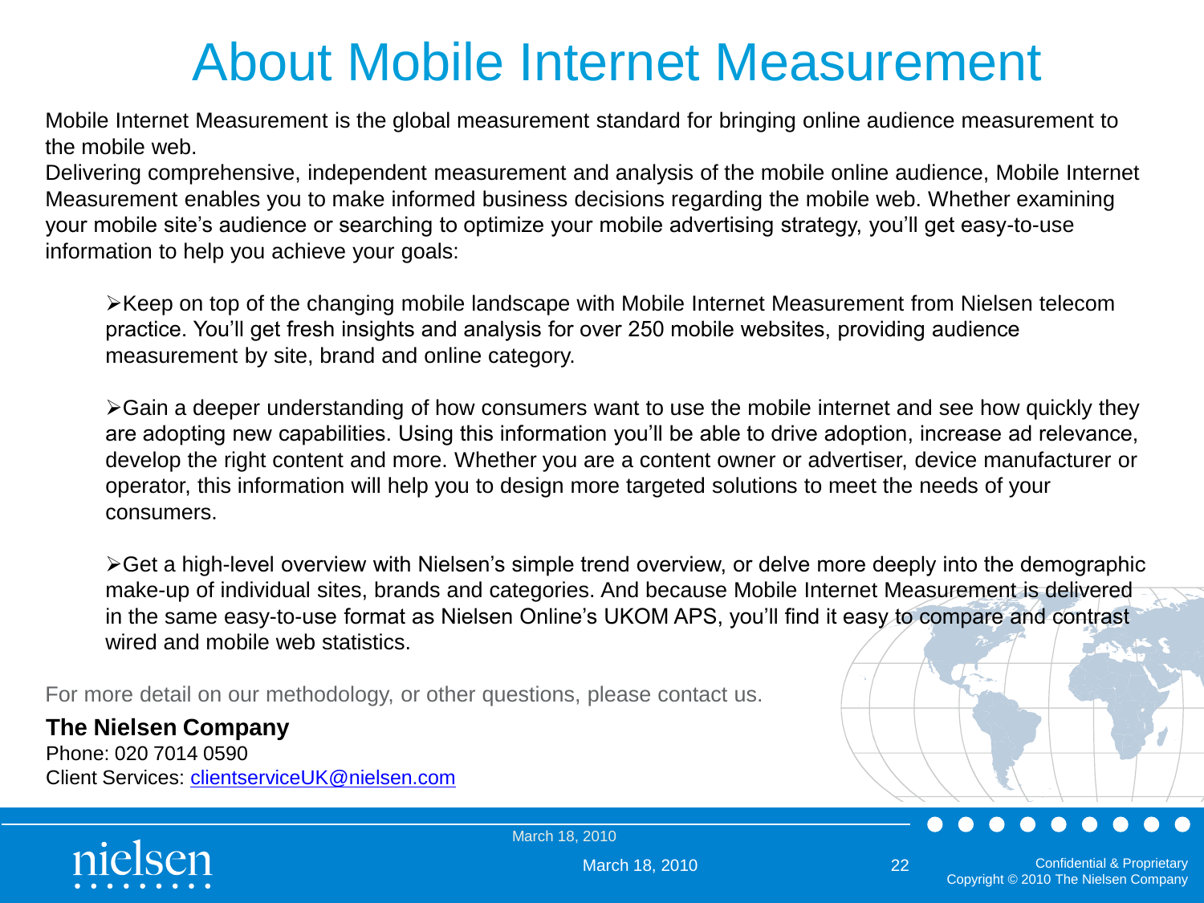# About Mobile Internet Measurement

Mobile Internet Measurement is the global measurement standard for bringing online audience measurement to the mobile web.

Delivering comprehensive, independent measurement and analysis of the mobile online audience, Mobile Internet Measurement enables you to make informed business decisions regarding the mobile web. Whether examining your mobile site's audience or searching to optimize your mobile advertising strategy, you'll get easy-to-use information to help you achieve your goals:

- Keep on top of the changing mobile landscape with Mobile Internet Measurement from Nielsen telecom practice. You'll get fresh insights and analysis for over 250 mobile websites, providing audience measurement by site, brand and online category.

- Gain a deeper understanding of how consumers want to use the mobile internet and see how quickly they are adopting new capabilities. Using this information you'll be able to drive adoption, increase ad relevance, develop the right content and more. Whether you are a content owner or advertiser, device manufacturer or operator, this information will help you to design more targeted solutions to meet the needs of your consumers.

- Get a high-level overview with Nielsen's simple trend overview, or delve more deeply into the demographic make-up of individual sites, brands and categories. And because Mobile Internet Measurement is delivered in the same easy-to-use format as Nielsen Online's UKOM APS, you'll find it easy to compare and contrast wired and mobile web statistics.

For more detail on our methodology, or other questions, please contact us.

**The Nielsen Company**
Phone: 020 7014 0590
Client Services: clientserviceUK@nielsen.com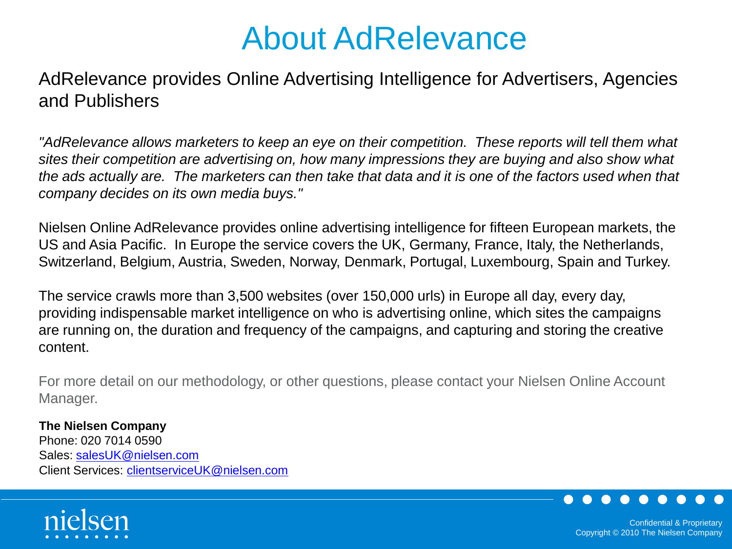# About AdRelevance

AdRelevance provides Online Advertising Intelligence for Advertisers, Agencies and Publishers

*"AdRelevance allows marketers to keep an eye on their competition. These reports will tell them what sites their competition are advertising on, how many impressions they are buying and also show what the ads actually are. The marketers can then take that data and it is one of the factors used when that company decides on its own media buys."*

Nielsen Online AdRelevance provides online advertising intelligence for fifteen European markets, the US and Asia Pacific. In Europe the service covers the UK, Germany, France, Italy, the Netherlands, Switzerland, Belgium, Austria, Sweden, Norway, Denmark, Portugal, Luxembourg, Spain and Turkey.

The service crawls more than 3,500 websites (over 150,000 urls) in Europe all day, every day, providing indispensable market intelligence on who is advertising online, which sites the campaigns are running on, the duration and frequency of the campaigns, and capturing and storing the creative content.

For more detail on our methodology, or other questions, please contact your Nielsen Online Account Manager.

**The Nielsen Company**
Phone: 020 7014 0590
Sales: salesUK@nielsen.com
Client Services: clientserviceUK@nielsen.com

Confidential & Proprietary
Copyright © 2010 The Nielsen Company